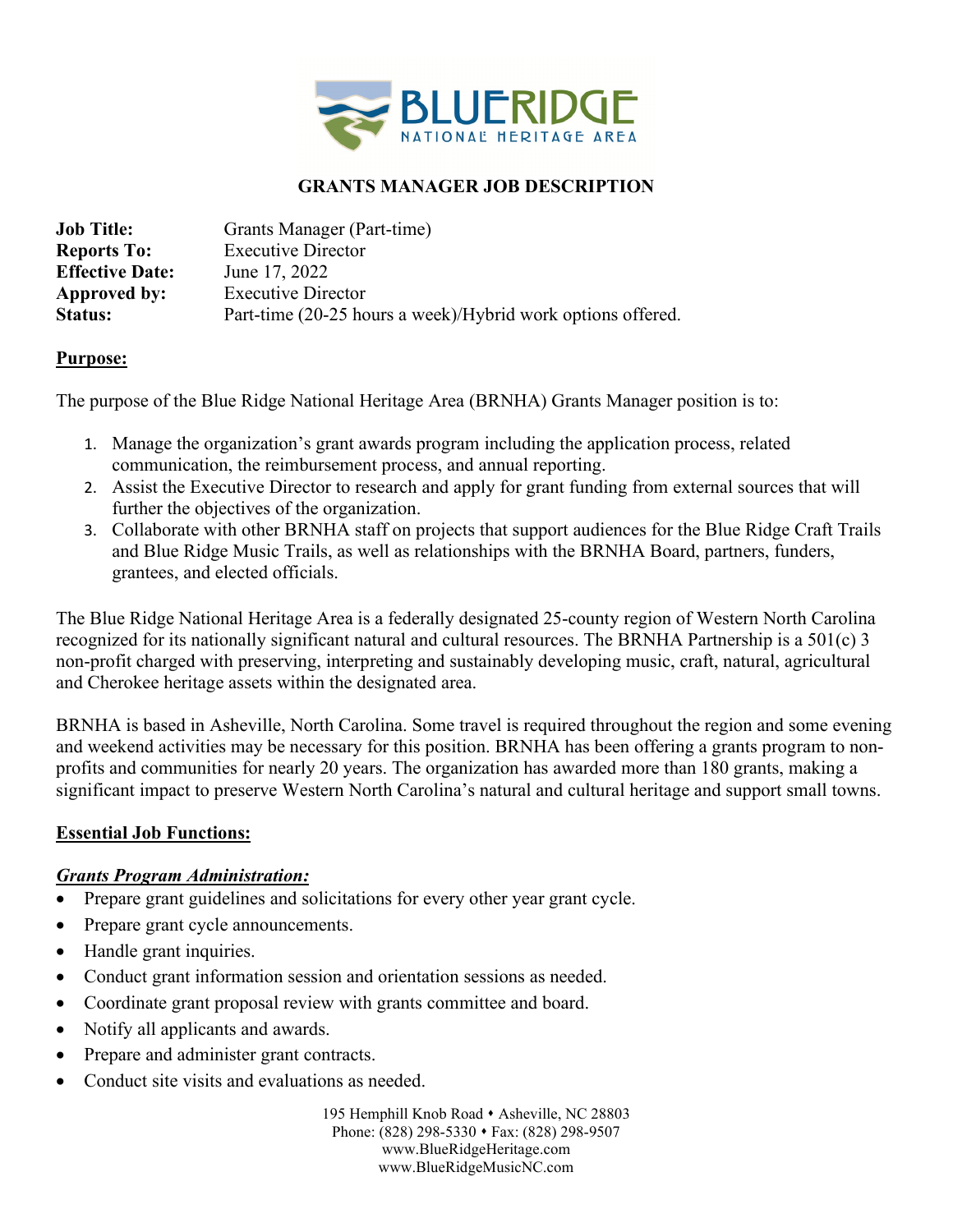# GRANTS MANAGER JOB DESCRIPTION

**Job Title:** Grants Manager (Part-time)
**Reports To:** Executive Director
**Effective Date:** June 17, 2022
**Approved by:** Executive Director
**Status:** Part-time (20-25 hours a week)/Hybrid work options offered.

## Purpose:

The purpose of the Blue Ridge National Heritage Area (BRNHA) Grants Manager position is to:

1. Manage the organization's grant awards program including the application process, related communication, the reimbursement process, and annual reporting.
2. Assist the Executive Director to research and apply for grant funding from external sources that will further the objectives of the organization.
3. Collaborate with other BRNHA staff on projects that support audiences for the Blue Ridge Craft Trails and Blue Ridge Music Trails, as well as relationships with the BRNHA Board, partners, funders, grantees, and elected officials.

The Blue Ridge National Heritage Area is a federally designated 25-county region of Western North Carolina recognized for its nationally significant natural and cultural resources. The BRNHA Partnership is a 501(c) 3 non-profit charged with preserving, interpreting and sustainably developing music, craft, natural, agricultural and Cherokee heritage assets within the designated area.

BRNHA is based in Asheville, North Carolina. Some travel is required throughout the region and some evening and weekend activities may be necessary for this position. BRNHA has been offering a grants program to non-profits and communities for nearly 20 years. The organization has awarded more than 180 grants, making a significant impact to preserve Western North Carolina's natural and cultural heritage and support small towns.

## Essential Job Functions:

### *Grants Program Administration:*

- Prepare grant guidelines and solicitations for every other year grant cycle.
- Prepare grant cycle announcements.
- Handle grant inquiries.
- Conduct grant information session and orientation sessions as needed.
- Coordinate grant proposal review with grants committee and board.
- Notify all applicants and awards.
- Prepare and administer grant contracts.
- Conduct site visits and evaluations as needed.

195 Hemphill Knob Road • Asheville, NC 28803
Phone: (828) 298-5330 • Fax: (828) 298-9507
www.BlueRidgeHeritage.com
www.BlueRidgeMusicNC.com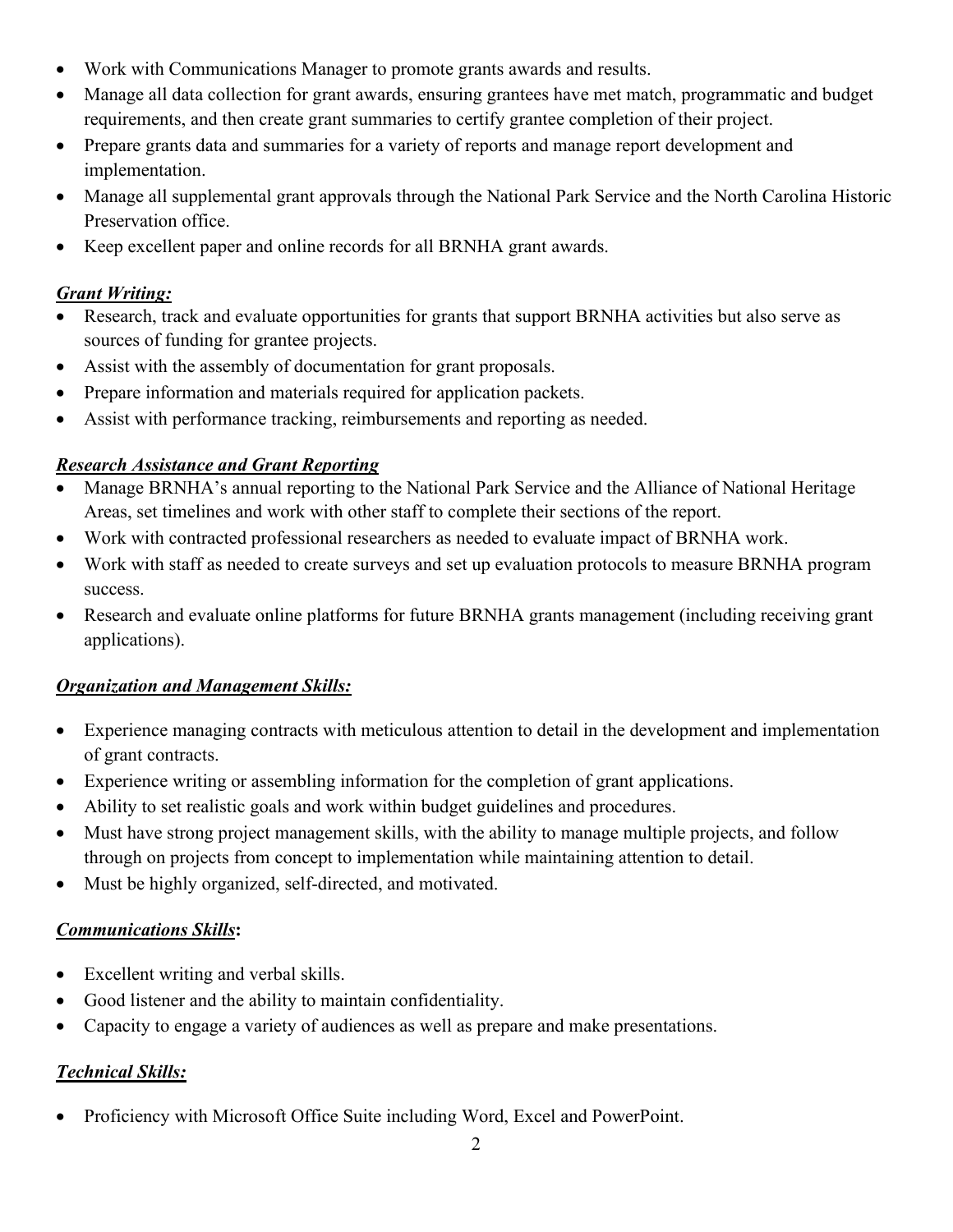- Work with Communications Manager to promote grants awards and results.
- Manage all data collection for grant awards, ensuring grantees have met match, programmatic and budget requirements, and then create grant summaries to certify grantee completion of their project.
- Prepare grants data and summaries for a variety of reports and manage report development and implementation.
- Manage all supplemental grant approvals through the National Park Service and the North Carolina Historic Preservation office.
- Keep excellent paper and online records for all BRNHA grant awards.

***Grant Writing:***

- Research, track and evaluate opportunities for grants that support BRNHA activities but also serve as sources of funding for grantee projects.
- Assist with the assembly of documentation for grant proposals.
- Prepare information and materials required for application packets.
- Assist with performance tracking, reimbursements and reporting as needed.

***Research Assistance and Grant Reporting***

- Manage BRNHA's annual reporting to the National Park Service and the Alliance of National Heritage Areas, set timelines and work with other staff to complete their sections of the report.
- Work with contracted professional researchers as needed to evaluate impact of BRNHA work.
- Work with staff as needed to create surveys and set up evaluation protocols to measure BRNHA program success.
- Research and evaluate online platforms for future BRNHA grants management (including receiving grant applications).

***Organization and Management Skills:***

- Experience managing contracts with meticulous attention to detail in the development and implementation of grant contracts.
- Experience writing or assembling information for the completion of grant applications.
- Ability to set realistic goals and work within budget guidelines and procedures.
- Must have strong project management skills, with the ability to manage multiple projects, and follow through on projects from concept to implementation while maintaining attention to detail.
- Must be highly organized, self-directed, and motivated.

***Communications Skills*:**

- Excellent writing and verbal skills.
- Good listener and the ability to maintain confidentiality.
- Capacity to engage a variety of audiences as well as prepare and make presentations.

***Technical Skills:***

- Proficiency with Microsoft Office Suite including Word, Excel and PowerPoint.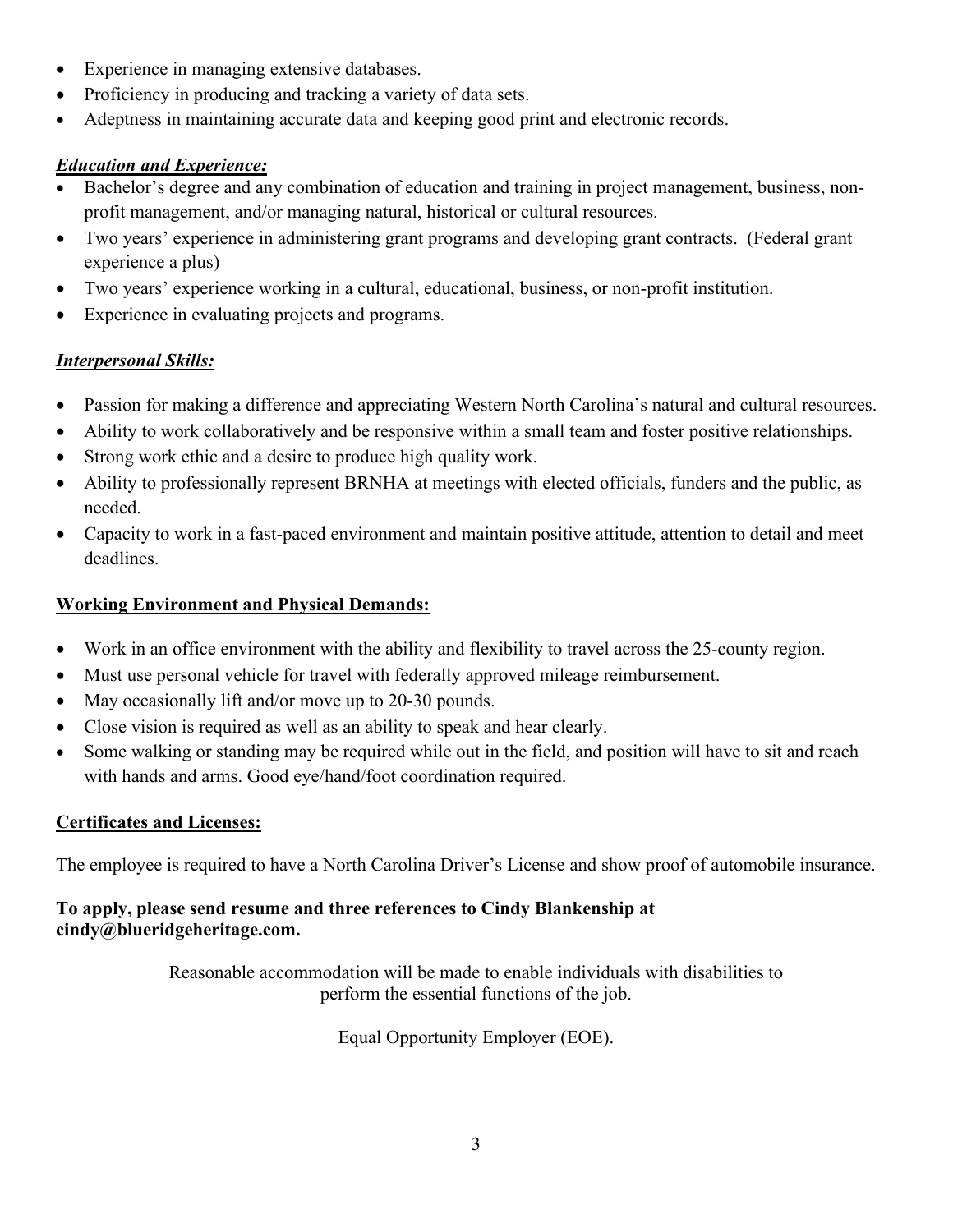- Experience in managing extensive databases.
- Proficiency in producing and tracking a variety of data sets.
- Adeptness in maintaining accurate data and keeping good print and electronic records.

***Education and Experience:***

- Bachelor's degree and any combination of education and training in project management, business, non-profit management, and/or managing natural, historical or cultural resources.
- Two years' experience in administering grant programs and developing grant contracts. (Federal grant experience a plus)
- Two years' experience working in a cultural, educational, business, or non-profit institution.
- Experience in evaluating projects and programs.

***Interpersonal Skills:***

- Passion for making a difference and appreciating Western North Carolina's natural and cultural resources.
- Ability to work collaboratively and be responsive within a small team and foster positive relationships.
- Strong work ethic and a desire to produce high quality work.
- Ability to professionally represent BRNHA at meetings with elected officials, funders and the public, as needed.
- Capacity to work in a fast-paced environment and maintain positive attitude, attention to detail and meet deadlines.

**Working Environment and Physical Demands:**

- Work in an office environment with the ability and flexibility to travel across the 25-county region.
- Must use personal vehicle for travel with federally approved mileage reimbursement.
- May occasionally lift and/or move up to 20-30 pounds.
- Close vision is required as well as an ability to speak and hear clearly.
- Some walking or standing may be required while out in the field, and position will have to sit and reach with hands and arms. Good eye/hand/foot coordination required.

**Certificates and Licenses:**

The employee is required to have a North Carolina Driver's License and show proof of automobile insurance.

**To apply, please send resume and three references to Cindy Blankenship at cindy@blueridgeheritage.com.**

Reasonable accommodation will be made to enable individuals with disabilities to perform the essential functions of the job.

Equal Opportunity Employer (EOE).